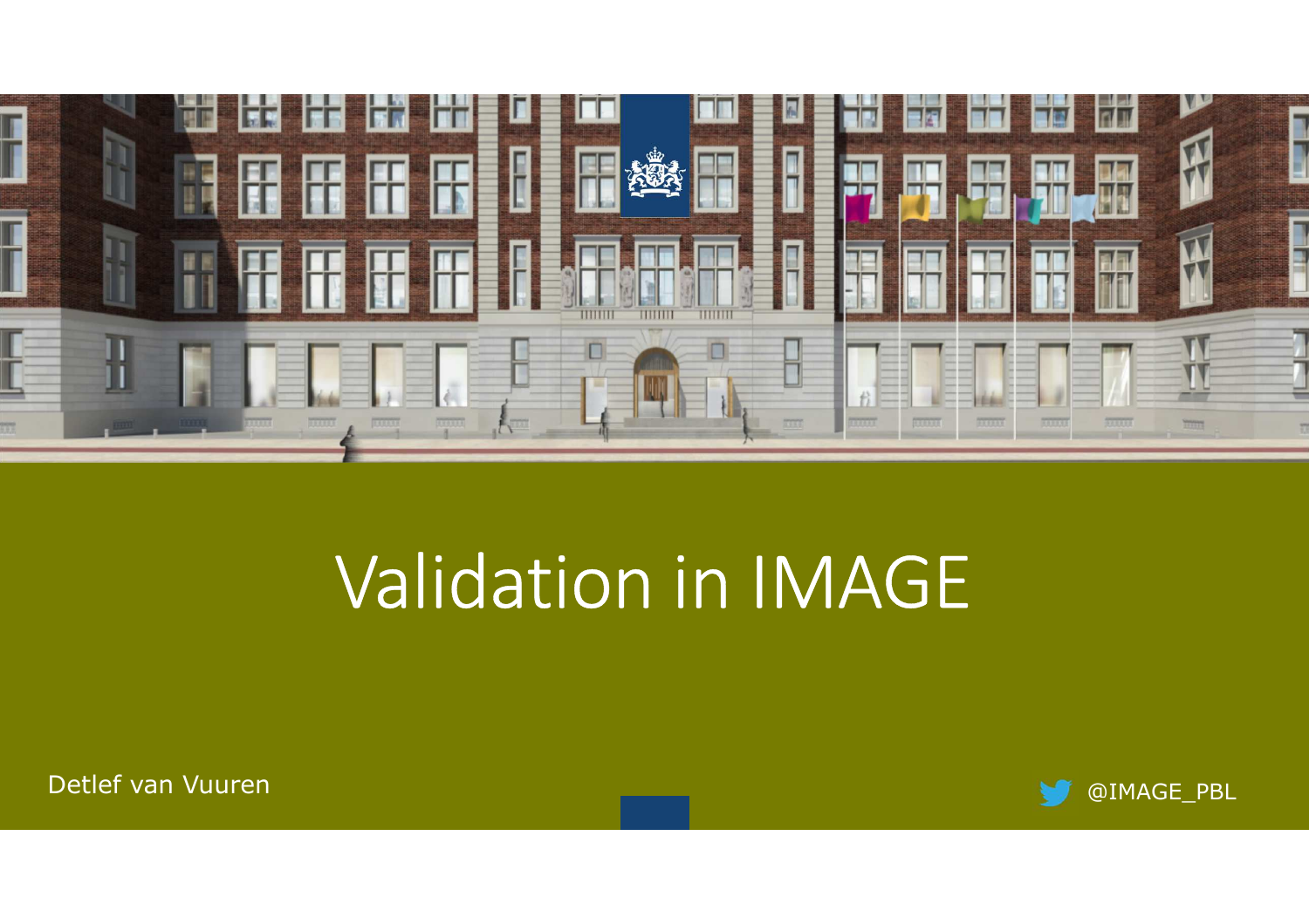# Validation in IMAGE

Detlef van Vuuren

@IMAGE_PBL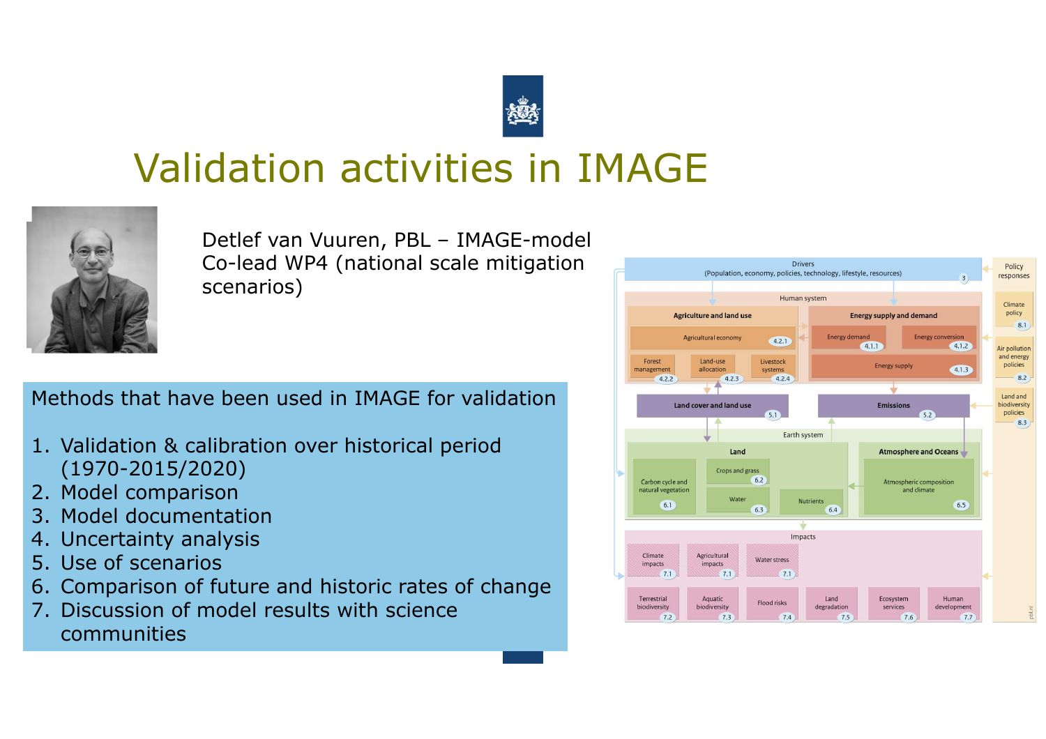# Validation activities in IMAGE

Detlef van Vuuren, PBL – IMAGE-model Co-lead WP4 (national scale mitigation scenarios)

Methods that have been used in IMAGE for validation

1. Validation & calibration over historical period (1970-2015/2020)
2. Model comparison
3. Model documentation
4. Uncertainty analysis
5. Use of scenarios
6. Comparison of future and historic rates of change
7. Discussion of model results with science communities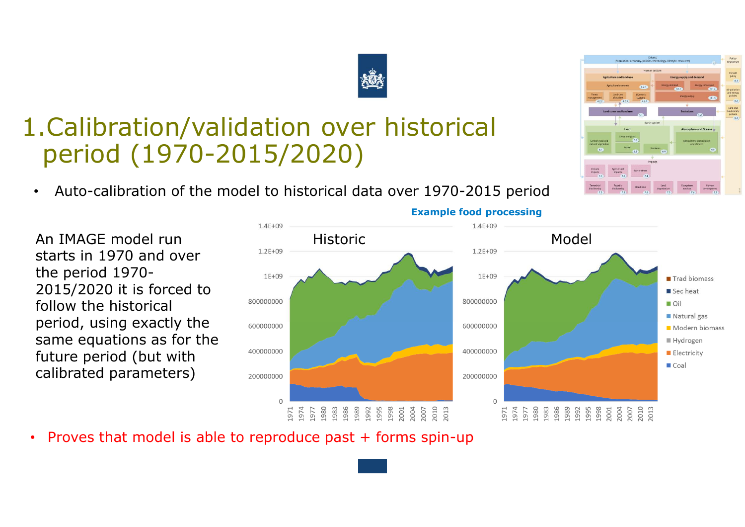# 1. Calibration/validation over historical period (1970-2015/2020)

- Auto-calibration of the model to historical data over 1970-2015 period

**Example food processing**

An IMAGE model run starts in 1970 and over the period 1970-2015/2020 it is forced to follow the historical period, using exactly the same equations as for the future period (but with calibrated parameters)

Historic

Model

Trad biomass
Sec heat
Oil
Natural gas
Modern biomass
Hydrogen
Electricity
Coal

- Proves that model is able to reproduce past + forms spin-up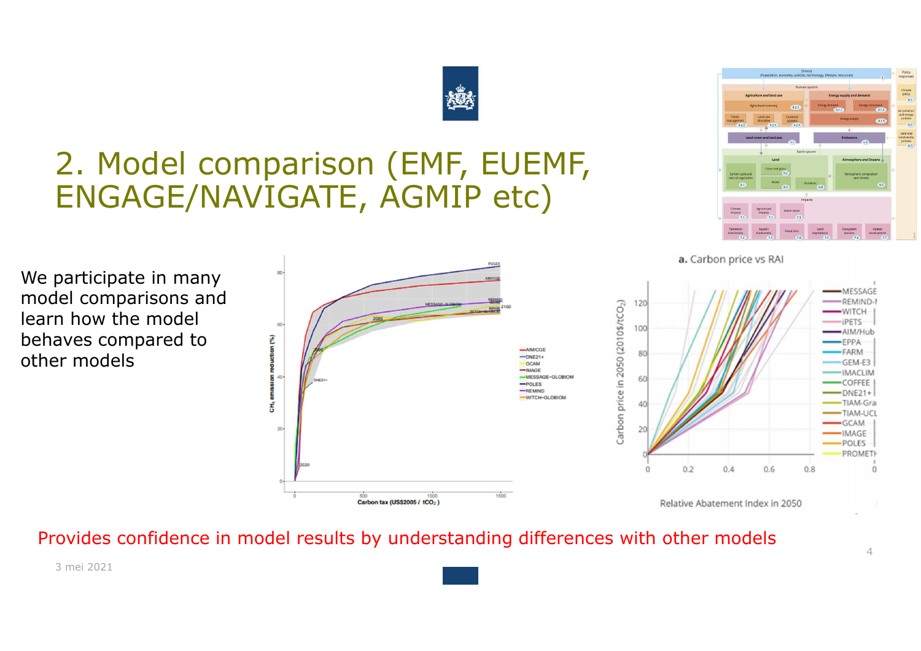# 2. Model comparison (EMF, EUEMF, ENGAGE/NAVIGATE, AGMIP etc)

We participate in many model comparisons and learn how the model behaves compared to other models

Provides confidence in model results by understanding differences with other models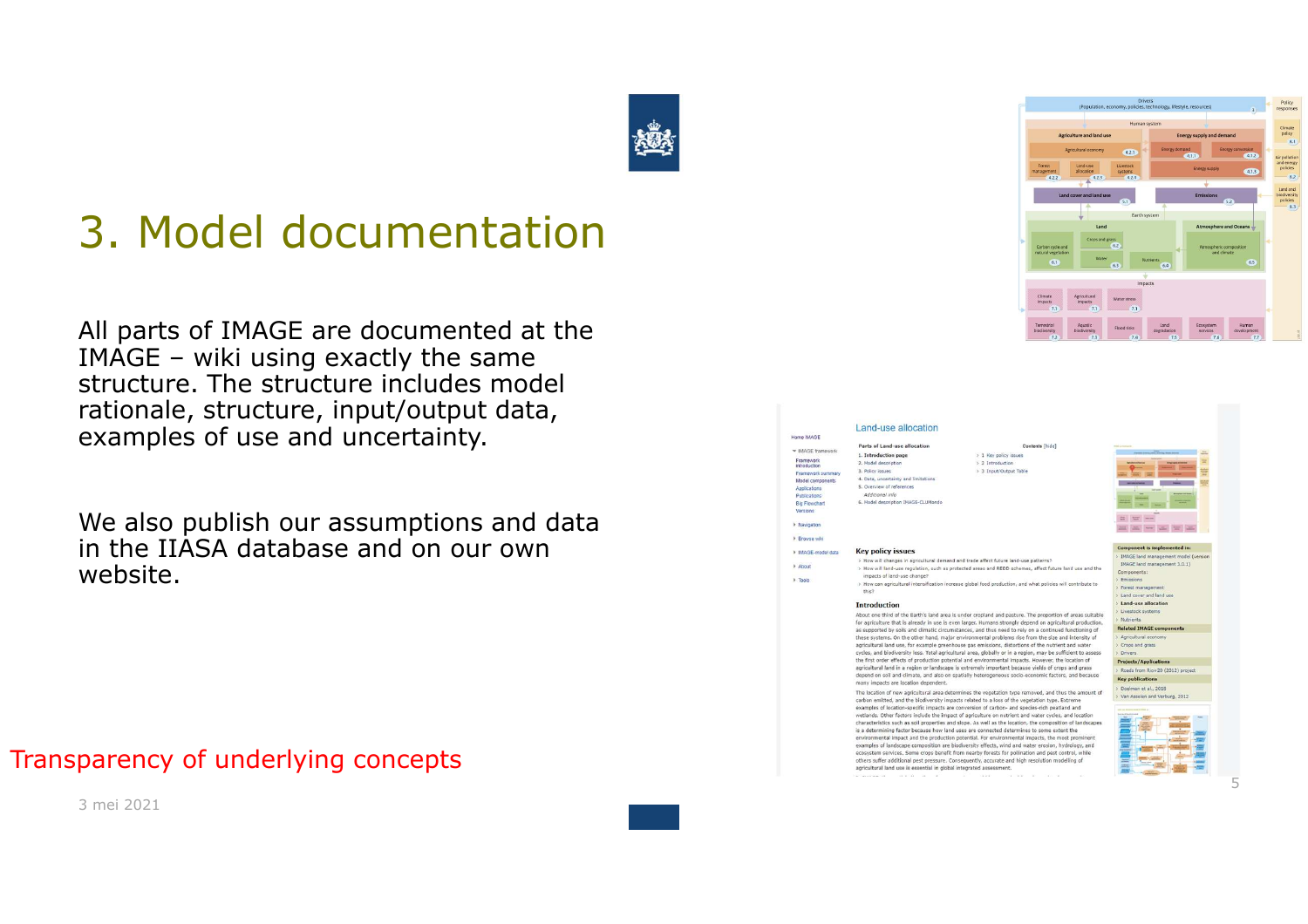# 3. Model documentation

All parts of IMAGE are documented at the IMAGE – wiki using exactly the same structure. The structure includes model rationale, structure, input/output data, examples of use and uncertainty.

We also publish our assumptions and data in the IIASA database and on our own website.

Transparency of underlying concepts

3 mei 2021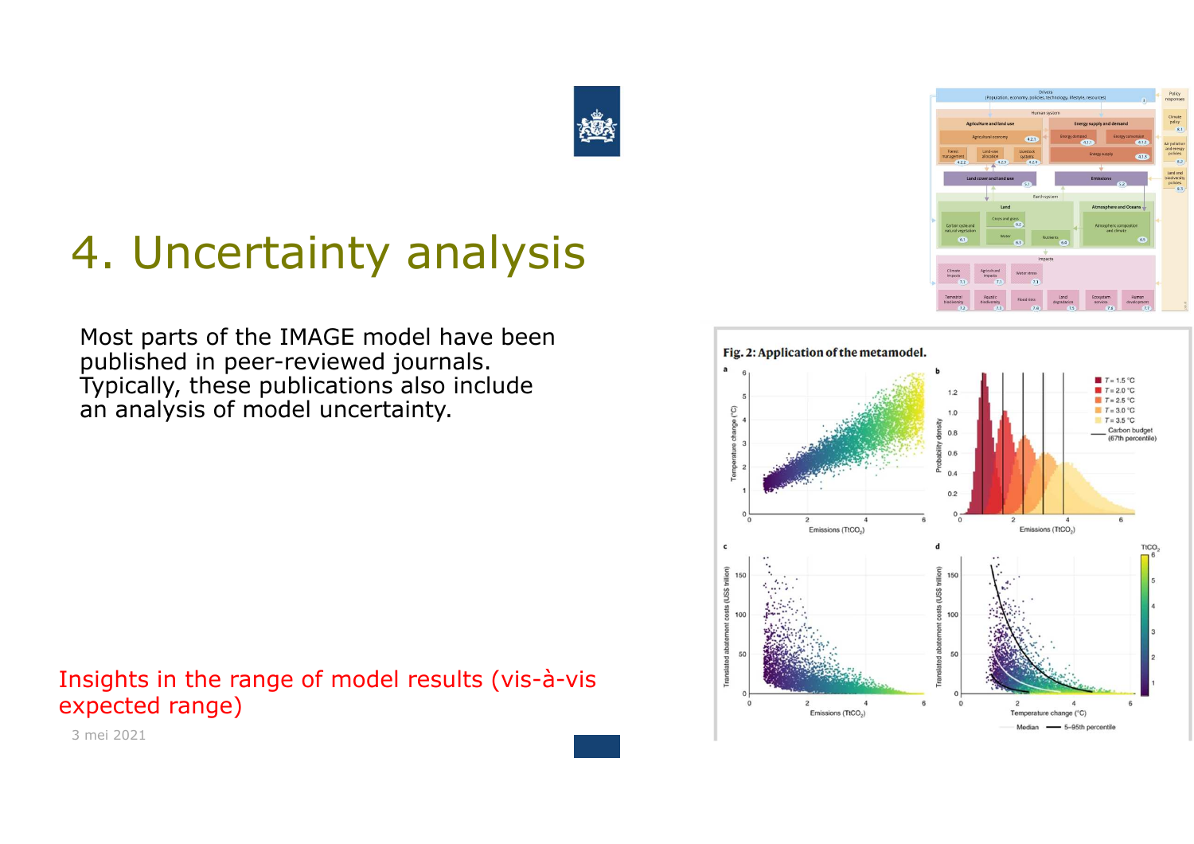# 4. Uncertainty analysis

Most parts of the IMAGE model have been published in peer-reviewed journals. Typically, these publications also include an analysis of model uncertainty.

Insights in the range of model results (vis-à-vis expected range)

**Fig. 2: Application of the metamodel.**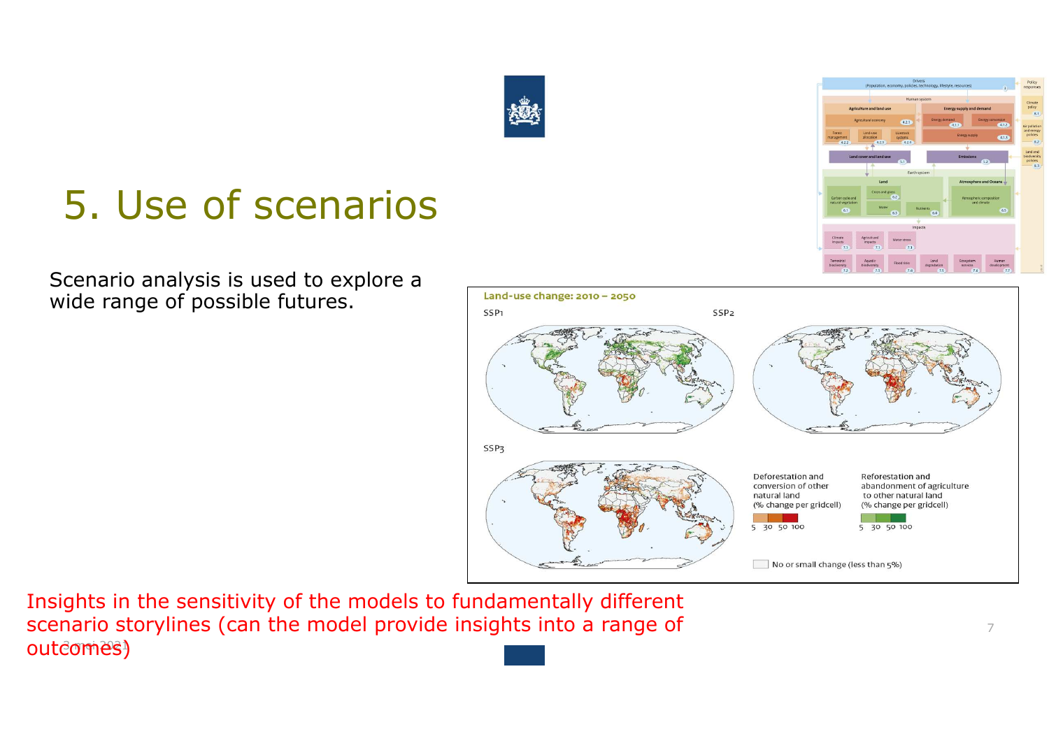# 5. Use of scenarios

Scenario analysis is used to explore a wide range of possible futures.

Land-use change: 2010 – 2050

SSP1

SSP2

SSP3

Deforestation and conversion of other natural land (% change per gridcell)

5 30 50 100

Reforestation and abandonment of agriculture to other natural land (% change per gridcell)

5 30 50 100

No or small change (less than 5%)

Insights in the sensitivity of the models to fundamentally different scenario storylines (can the model provide insights into a range of outcomes)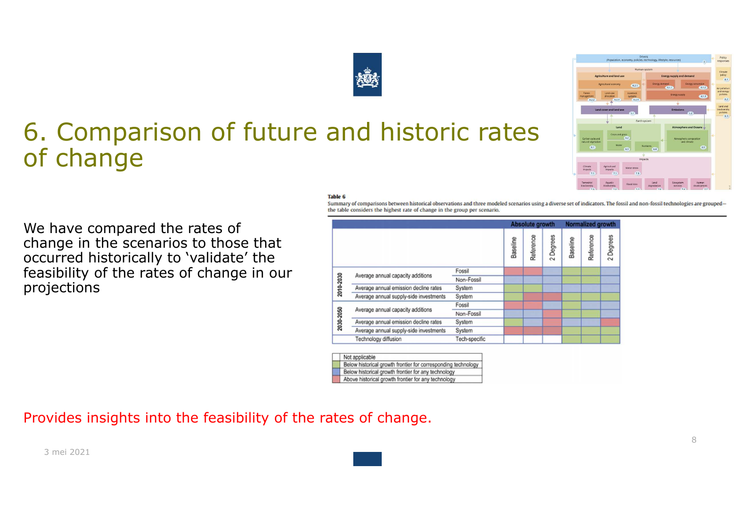# 6. Comparison of future and historic rates of change

We have compared the rates of change in the scenarios to those that occurred historically to 'validate' the feasibility of the rates of change in our projections

**Table 6**

Summary of comparisons between historical observations and three modeled scenarios using a diverse set of indicators. The fossil and non-fossil technologies are grouped—the table considers the highest rate of change in the group per scenario.

| | | | Absolute growth | | | Normalized growth | | |
|---|---|---|---|---|---|---|---|---|
| | | | Baseline | Reference | 2 Degrees | Baseline | Reference | 2 Degrees |
| 2010-2030 | Average annual capacity additions | Fossil | Above | Above | Below (any) | Below (corresponding) | Below (corresponding) | Below (any) |
| | | Non-Fossil | Below (any) | Below (any) | Below (any) | Below (corresponding) | Below (corresponding) | Below (any) |
| | Average annual emission decline rates | System | Below (corresponding) | Below (corresponding) | Below (any) | Below (any) | Below (any) | Below (any) |
| | Average annual supply-side investments | System | Below (corresponding) | Above | Above | Below (corresponding) | Below (corresponding) | Below (corresponding) |
| 2030-2050 | Average annual capacity additions | Fossil | Above | Above | Below (any) | Below (corresponding) | Below (any) | Below (any) |
| | | Non-Fossil | Below (any) | Below (any) | Above | Below (corresponding) | Below (corresponding) | Below (any) |
| | Average annual emission decline rates | System | Below (corresponding) | Below (any) | Above | Below (any) | Below (any) | Above |
| | Average annual supply-side investments | System | Above | Above | Above | Below (corresponding) | Below (corresponding) | Below (corresponding) |
| | Technology diffusion | Tech-specific | Not applicable | Not applicable | Not applicable | Below (corresponding) | Below (corresponding) | Below (corresponding) |

| Legend |
|---|
| Not applicable |
| Below historical growth frontier for corresponding technology |
| Below historical growth frontier for any technology |
| Above historical growth frontier for any technology |

Provides insights into the feasibility of the rates of change.

3 mei 2021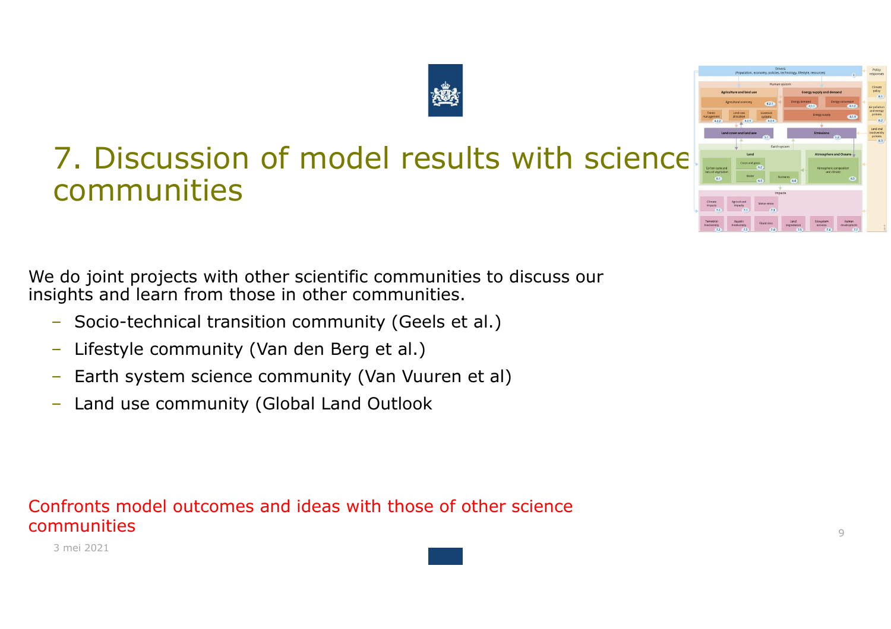# 7. Discussion of model results with science communities

We do joint projects with other scientific communities to discuss our insights and learn from those in other communities.

- Socio-technical transition community (Geels et al.)
- Lifestyle community (Van den Berg et al.)
- Earth system science community (Van Vuuren et al)
- Land use community (Global Land Outlook

Confronts model outcomes and ideas with those of other science communities

3 mei 2021